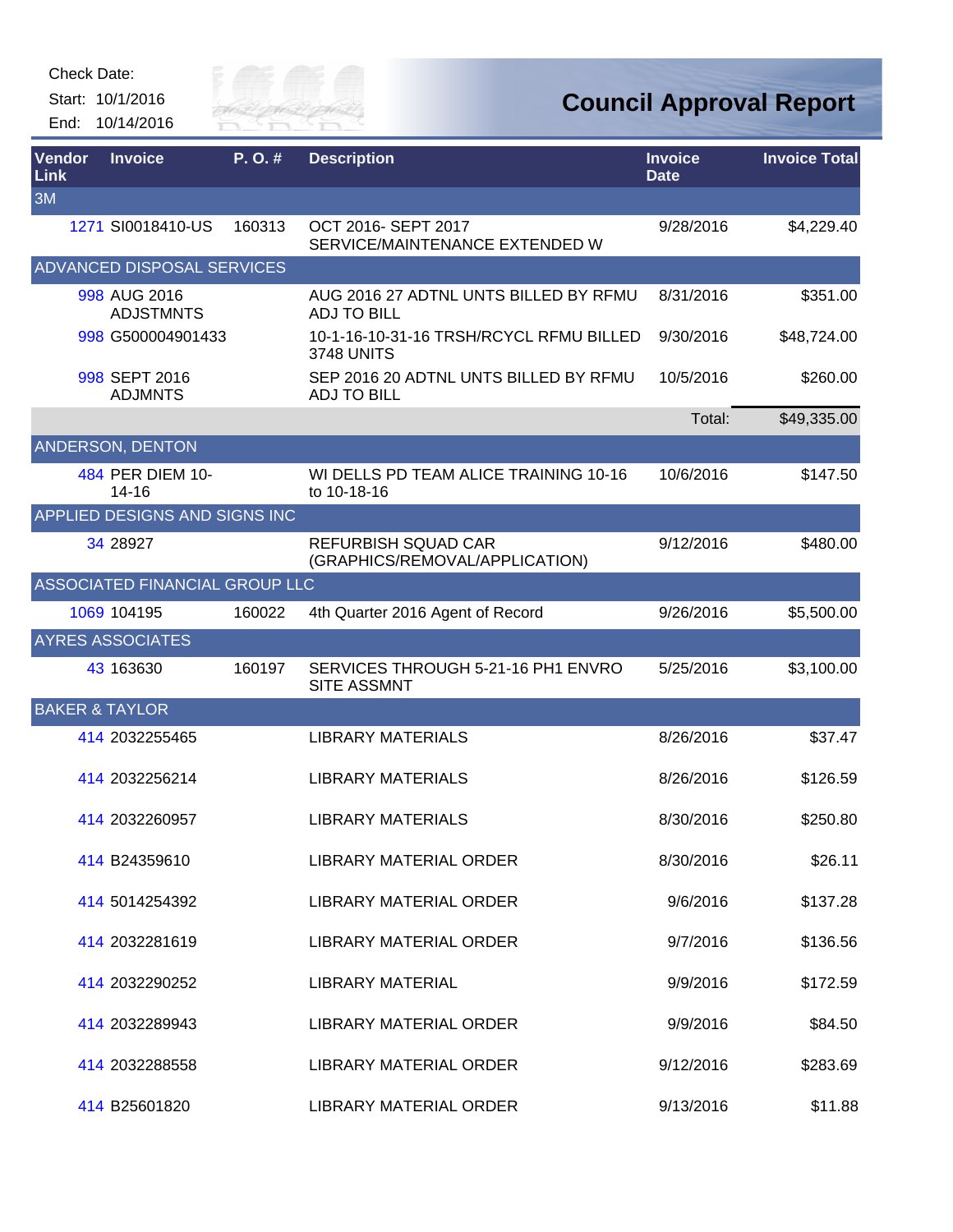Check Date:

Start: 10/1/2016

End: 10/14/2016

# Council Approval Report

| Vendor Link | Invoice | P. O. # | Description | Invoice Date | Invoice Total |
|---|---|---|---|---|---|
| **3M** | | | | | |
| 1271 | SI0018410-US | 160313 | OCT 2016- SEPT 2017 SERVICE/MAINTENANCE EXTENDED W | 9/28/2016 | $4,229.40 |
| **ADVANCED DISPOSAL SERVICES** | | | | | |
| 998 | AUG 2016 ADJSTMNTS | | AUG 2016 27 ADTNL UNTS BILLED BY RFMU ADJ TO BILL | 8/31/2016 | $351.00 |
| 998 | G500004901433 | | 10-1-16-10-31-16 TRSH/RCYCL RFMU BILLED 3748 UNITS | 9/30/2016 | $48,724.00 |
| 998 | SEPT 2016 ADJMNTS | | SEP 2016 20 ADTNL UNTS BILLED BY RFMU ADJ TO BILL | 10/5/2016 | $260.00 |
| | | | | Total: | $49,335.00 |
| **ANDERSON, DENTON** | | | | | |
| 484 | PER DIEM 10-14-16 | | WI DELLS PD TEAM ALICE TRAINING 10-16 to 10-18-16 | 10/6/2016 | $147.50 |
| **APPLIED DESIGNS AND SIGNS INC** | | | | | |
| 34 | 28927 | | REFURBISH SQUAD CAR (GRAPHICS/REMOVAL/APPLICATION) | 9/12/2016 | $480.00 |
| **ASSOCIATED FINANCIAL GROUP LLC** | | | | | |
| 1069 | 104195 | 160022 | 4th Quarter 2016 Agent of Record | 9/26/2016 | $5,500.00 |
| **AYRES ASSOCIATES** | | | | | |
| 43 | 163630 | 160197 | SERVICES THROUGH 5-21-16 PH1 ENVRO SITE ASSMNT | 5/25/2016 | $3,100.00 |
| **BAKER & TAYLOR** | | | | | |
| 414 | 2032255465 | | LIBRARY MATERIALS | 8/26/2016 | $37.47 |
| 414 | 2032256214 | | LIBRARY MATERIALS | 8/26/2016 | $126.59 |
| 414 | 2032260957 | | LIBRARY MATERIALS | 8/30/2016 | $250.80 |
| 414 | B24359610 | | LIBRARY MATERIAL ORDER | 8/30/2016 | $26.11 |
| 414 | 5014254392 | | LIBRARY MATERIAL ORDER | 9/6/2016 | $137.28 |
| 414 | 2032281619 | | LIBRARY MATERIAL ORDER | 9/7/2016 | $136.56 |
| 414 | 2032290252 | | LIBRARY MATERIAL | 9/9/2016 | $172.59 |
| 414 | 2032289943 | | LIBRARY MATERIAL ORDER | 9/9/2016 | $84.50 |
| 414 | 2032288558 | | LIBRARY MATERIAL ORDER | 9/12/2016 | $283.69 |
| 414 | B25601820 | | LIBRARY MATERIAL ORDER | 9/13/2016 | $11.88 |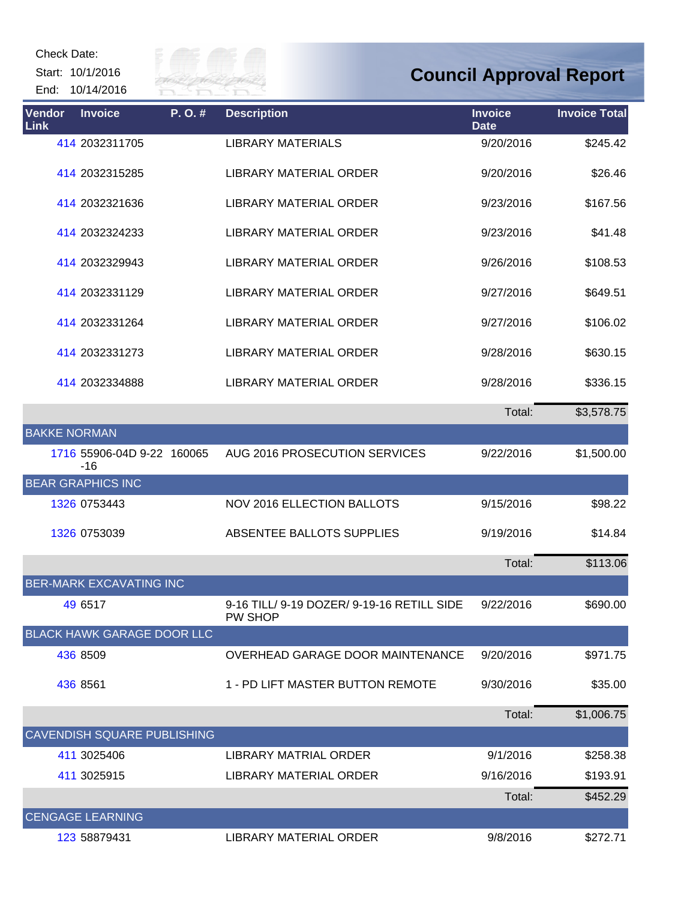Check Date:
Start: 10/1/2016
End: 10/14/2016

# Council Approval Report

| Vendor Link | Invoice | P. O. # | Description | Invoice Date | Invoice Total |
|---|---|---|---|---|---|
| 414 | 2032311705 | | LIBRARY MATERIALS | 9/20/2016 | $245.42 |
| 414 | 2032315285 | | LIBRARY MATERIAL ORDER | 9/20/2016 | $26.46 |
| 414 | 2032321636 | | LIBRARY MATERIAL ORDER | 9/23/2016 | $167.56 |
| 414 | 2032324233 | | LIBRARY MATERIAL ORDER | 9/23/2016 | $41.48 |
| 414 | 2032329943 | | LIBRARY MATERIAL ORDER | 9/26/2016 | $108.53 |
| 414 | 2032331129 | | LIBRARY MATERIAL ORDER | 9/27/2016 | $649.51 |
| 414 | 2032331264 | | LIBRARY MATERIAL ORDER | 9/27/2016 | $106.02 |
| 414 | 2032331273 | | LIBRARY MATERIAL ORDER | 9/28/2016 | $630.15 |
| 414 | 2032334888 | | LIBRARY MATERIAL ORDER | 9/28/2016 | $336.15 |
| | | | | Total: | $3,578.75 |
| BAKKE NORMAN | | | | | |
| 1716 | 55906-04D 9-22-16 | 160065 | AUG 2016 PROSECUTION SERVICES | 9/22/2016 | $1,500.00 |
| BEAR GRAPHICS INC | | | | | |
| 1326 | 0753443 | | NOV 2016 ELLECTION BALLOTS | 9/15/2016 | $98.22 |
| 1326 | 0753039 | | ABSENTEE BALLOTS SUPPLIES | 9/19/2016 | $14.84 |
| | | | | Total: | $113.06 |
| BER-MARK EXCAVATING INC | | | | | |
| 49 | 6517 | | 9-16 TILL/ 9-19 DOZER/ 9-19-16 RETILL SIDE PW SHOP | 9/22/2016 | $690.00 |
| BLACK HAWK GARAGE DOOR LLC | | | | | |
| 436 | 8509 | | OVERHEAD GARAGE DOOR MAINTENANCE | 9/20/2016 | $971.75 |
| 436 | 8561 | | 1 - PD LIFT MASTER BUTTON REMOTE | 9/30/2016 | $35.00 |
| | | | | Total: | $1,006.75 |
| CAVENDISH SQUARE PUBLISHING | | | | | |
| 411 | 3025406 | | LIBRARY MATRIAL ORDER | 9/1/2016 | $258.38 |
| 411 | 3025915 | | LIBRARY MATERIAL ORDER | 9/16/2016 | $193.91 |
| | | | | Total: | $452.29 |
| CENGAGE LEARNING | | | | | |
| 123 | 58879431 | | LIBRARY MATERIAL ORDER | 9/8/2016 | $272.71 |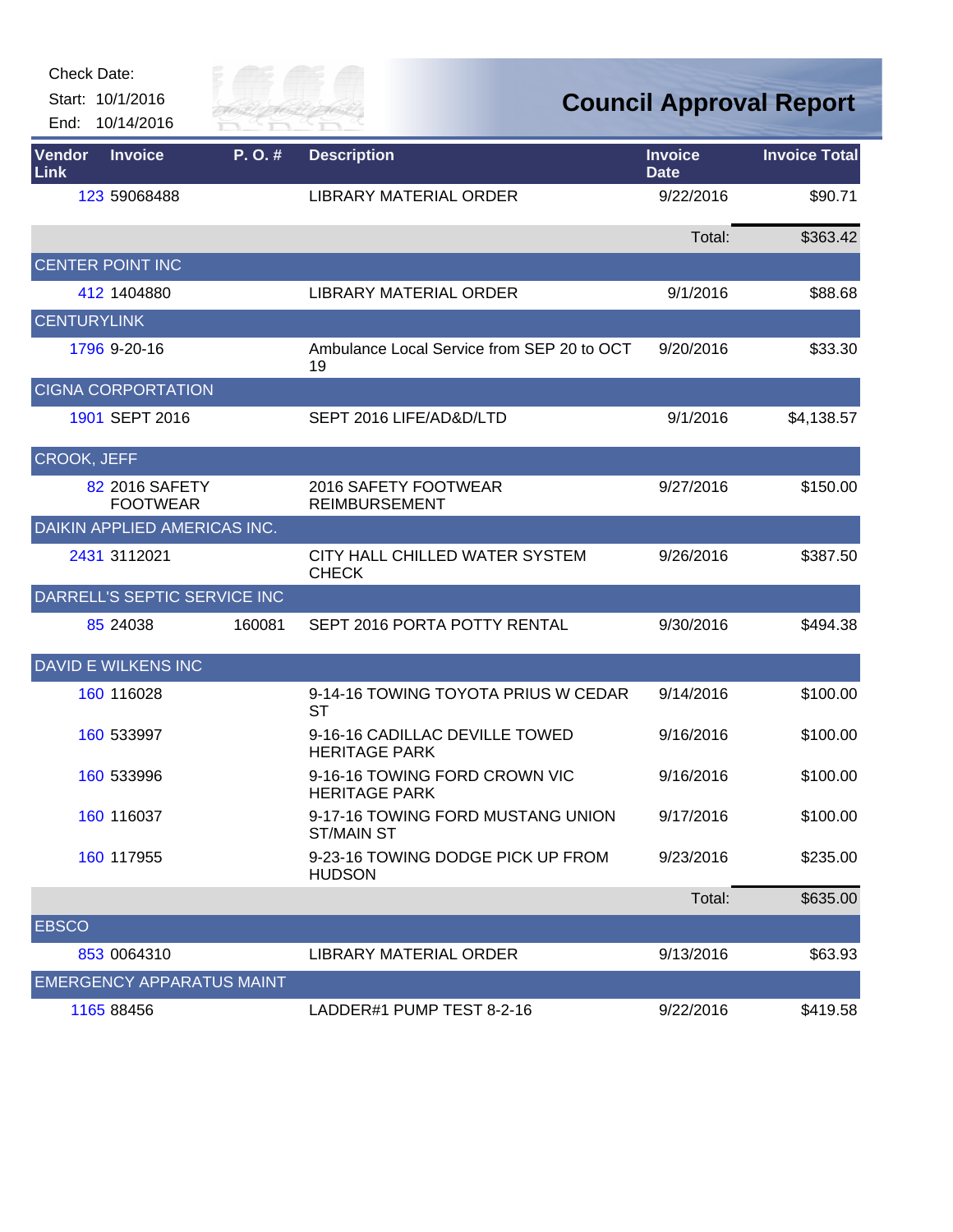Check Date:

Start: 10/1/2016

End: 10/14/2016

# Council Approval Report

| Vendor Link | Invoice | P. O. # | Description | Invoice Date | Invoice Total |
|---|---|---|---|---|---|
| 123 | 59068488 | | LIBRARY MATERIAL ORDER | 9/22/2016 | $90.71 |
| | | | | Total: | $363.42 |
| CENTER POINT INC | | | | | |
| 412 | 1404880 | | LIBRARY MATERIAL ORDER | 9/1/2016 | $88.68 |
| CENTURYLINK | | | | | |
| 1796 | 9-20-16 | | Ambulance Local Service from SEP 20 to OCT 19 | 9/20/2016 | $33.30 |
| CIGNA CORPORATION | | | | | |
| 1901 | SEPT 2016 | | SEPT 2016 LIFE/AD&D/LTD | 9/1/2016 | $4,138.57 |
| CROOK, JEFF | | | | | |
| 82 | 2016 SAFETY FOOTWEAR | | 2016 SAFETY FOOTWEAR REIMBURSEMENT | 9/27/2016 | $150.00 |
| DAIKIN APPLIED AMERICAS INC. | | | | | |
| 2431 | 3112021 | | CITY HALL CHILLED WATER SYSTEM CHECK | 9/26/2016 | $387.50 |
| DARRELL'S SEPTIC SERVICE INC | | | | | |
| 85 | 24038 | 160081 | SEPT 2016 PORTA POTTY RENTAL | 9/30/2016 | $494.38 |
| DAVID E WILKENS INC | | | | | |
| 160 | 116028 | | 9-14-16 TOWING TOYOTA PRIUS W CEDAR ST | 9/14/2016 | $100.00 |
| 160 | 533997 | | 9-16-16 CADILLAC DEVILLE TOWED HERITAGE PARK | 9/16/2016 | $100.00 |
| 160 | 533996 | | 9-16-16 TOWING FORD CROWN VIC HERITAGE PARK | 9/16/2016 | $100.00 |
| 160 | 116037 | | 9-17-16 TOWING FORD MUSTANG UNION ST/MAIN ST | 9/17/2016 | $100.00 |
| 160 | 117955 | | 9-23-16 TOWING DODGE PICK UP FROM HUDSON | 9/23/2016 | $235.00 |
| | | | | Total: | $635.00 |
| EBSCO | | | | | |
| 853 | 0064310 | | LIBRARY MATERIAL ORDER | 9/13/2016 | $63.93 |
| EMERGENCY APPARATUS MAINT | | | | | |
| 1165 | 88456 | | LADDER#1 PUMP TEST 8-2-16 | 9/22/2016 | $419.58 |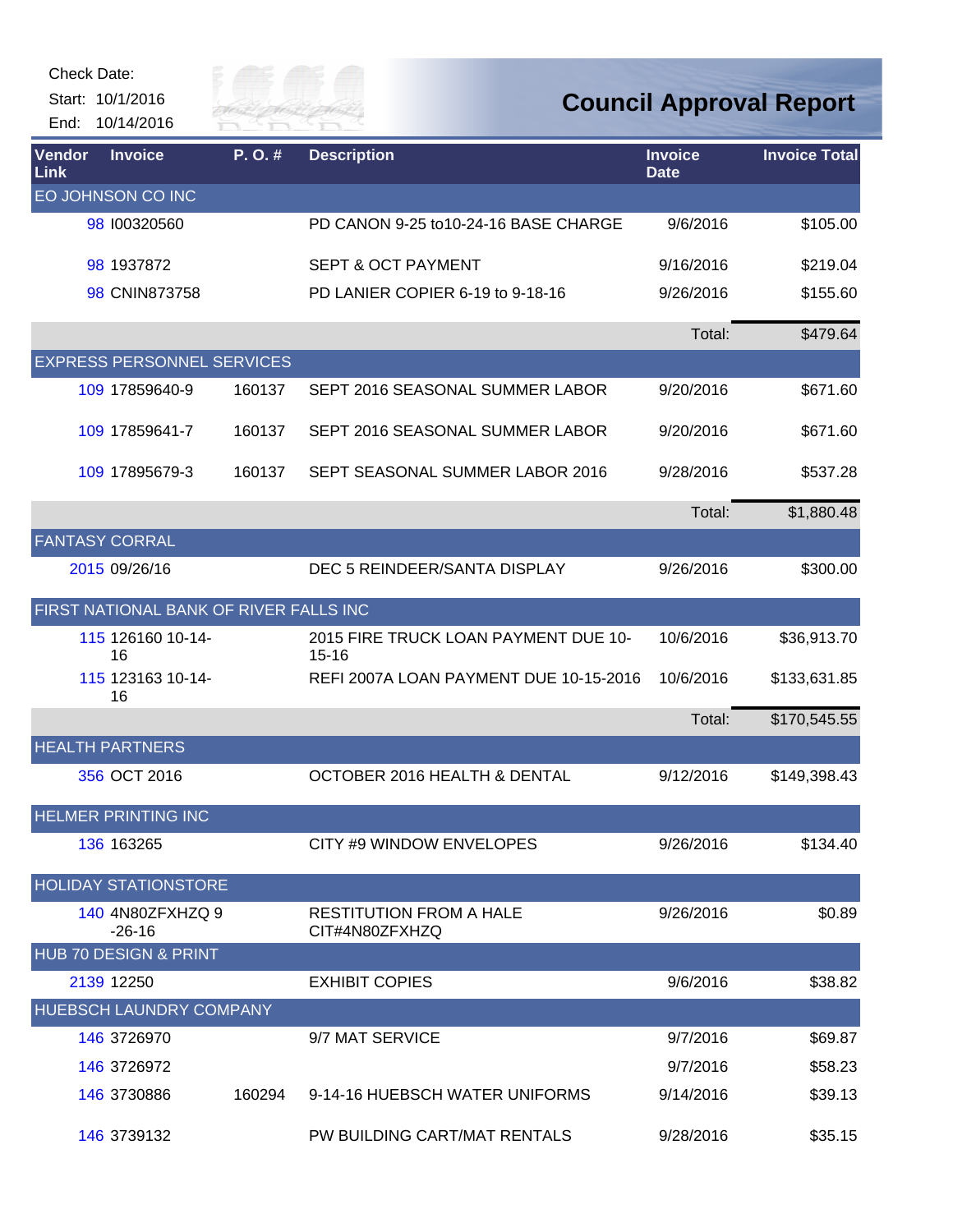Check Date:
Start: 10/1/2016
End: 10/14/2016

# Council Approval Report

| Vendor Link | Invoice | P. O. # | Description | Invoice Date | Invoice Total |
|---|---|---|---|---|---|
| EO JOHNSON CO INC | | | | | |
| 98 | I00320560 | | PD CANON 9-25 to10-24-16 BASE CHARGE | 9/6/2016 | $105.00 |
| 98 | 1937872 | | SEPT & OCT PAYMENT | 9/16/2016 | $219.04 |
| 98 | CNIN873758 | | PD LANIER COPIER 6-19 to 9-18-16 | 9/26/2016 | $155.60 |
| | | | | Total: | $479.64 |
| EXPRESS PERSONNEL SERVICES | | | | | |
| 109 | 17859640-9 | 160137 | SEPT 2016 SEASONAL SUMMER LABOR | 9/20/2016 | $671.60 |
| 109 | 17859641-7 | 160137 | SEPT 2016 SEASONAL SUMMER LABOR | 9/20/2016 | $671.60 |
| 109 | 17895679-3 | 160137 | SEPT SEASONAL SUMMER LABOR 2016 | 9/28/2016 | $537.28 |
| | | | | Total: | $1,880.48 |
| FANTASY CORRAL | | | | | |
| 2015 | 09/26/16 | | DEC 5 REINDEER/SANTA DISPLAY | 9/26/2016 | $300.00 |
| FIRST NATIONAL BANK OF RIVER FALLS INC | | | | | |
| 115 | 126160 10-14-16 | | 2015 FIRE TRUCK LOAN PAYMENT DUE 10-15-16 | 10/6/2016 | $36,913.70 |
| 115 | 123163 10-14-16 | | REFI 2007A LOAN PAYMENT DUE 10-15-2016 | 10/6/2016 | $133,631.85 |
| | | | | Total: | $170,545.55 |
| HEALTH PARTNERS | | | | | |
| 356 | OCT 2016 | | OCTOBER 2016 HEALTH & DENTAL | 9/12/2016 | $149,398.43 |
| HELMER PRINTING INC | | | | | |
| 136 | 163265 | | CITY #9 WINDOW ENVELOPES | 9/26/2016 | $134.40 |
| HOLIDAY STATIONSTORE | | | | | |
| 140 | 4N80ZFXHZQ 9-26-16 | | RESTITUTION FROM A HALE CIT#4N80ZFXHZQ | 9/26/2016 | $0.89 |
| HUB 70 DESIGN & PRINT | | | | | |
| 2139 | 12250 | | EXHIBIT COPIES | 9/6/2016 | $38.82 |
| HUEBSCH LAUNDRY COMPANY | | | | | |
| 146 | 3726970 | | 9/7 MAT SERVICE | 9/7/2016 | $69.87 |
| 146 | 3726972 | | | 9/7/2016 | $58.23 |
| 146 | 3730886 | 160294 | 9-14-16 HUEBSCH WATER UNIFORMS | 9/14/2016 | $39.13 |
| 146 | 3739132 | | PW BUILDING CART/MAT RENTALS | 9/28/2016 | $35.15 |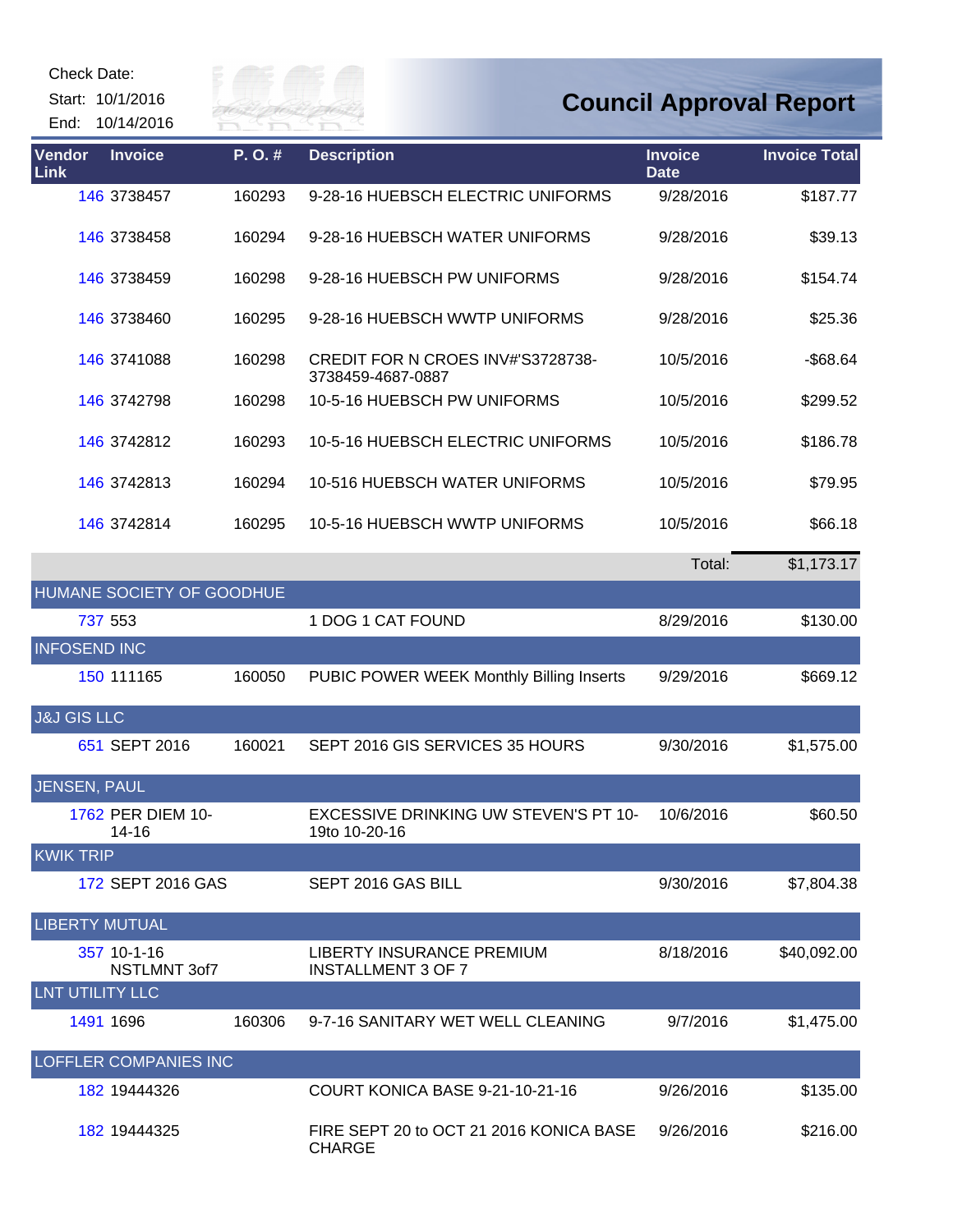Check Date:
Start: 10/1/2016
End: 10/14/2016

# Council Approval Report

| Vendor Link | Invoice | P. O. # | Description | Invoice Date | Invoice Total |
|---|---|---|---|---|---|
| 146 | 3738457 | 160293 | 9-28-16 HUEBSCH ELECTRIC UNIFORMS | 9/28/2016 | $187.77 |
| 146 | 3738458 | 160294 | 9-28-16 HUEBSCH WATER UNIFORMS | 9/28/2016 | $39.13 |
| 146 | 3738459 | 160298 | 9-28-16 HUEBSCH PW UNIFORMS | 9/28/2016 | $154.74 |
| 146 | 3738460 | 160295 | 9-28-16 HUEBSCH WWTP UNIFORMS | 9/28/2016 | $25.36 |
| 146 | 3741088 | 160298 | CREDIT FOR N CROES INV#'S3728738-3738459-4687-0887 | 10/5/2016 | -$68.64 |
| 146 | 3742798 | 160298 | 10-5-16 HUEBSCH PW UNIFORMS | 10/5/2016 | $299.52 |
| 146 | 3742812 | 160293 | 10-5-16 HUEBSCH ELECTRIC UNIFORMS | 10/5/2016 | $186.78 |
| 146 | 3742813 | 160294 | 10-516 HUEBSCH WATER UNIFORMS | 10/5/2016 | $79.95 |
| 146 | 3742814 | 160295 | 10-5-16 HUEBSCH WWTP UNIFORMS | 10/5/2016 | $66.18 |
| | | | | Total: | $1,173.17 |
| HUMANE SOCIETY OF GOODHUE | | | | | |
| 737 | 553 | | 1 DOG 1 CAT FOUND | 8/29/2016 | $130.00 |
| INFOSEND INC | | | | | |
| 150 | 111165 | 160050 | PUBIC POWER WEEK Monthly Billing Inserts | 9/29/2016 | $669.12 |
| J&J GIS LLC | | | | | |
| 651 | SEPT 2016 | 160021 | SEPT 2016 GIS SERVICES 35 HOURS | 9/30/2016 | $1,575.00 |
| JENSEN, PAUL | | | | | |
| 1762 | PER DIEM 10-14-16 | | EXCESSIVE DRINKING UW STEVEN'S PT 10-19to 10-20-16 | 10/6/2016 | $60.50 |
| KWIK TRIP | | | | | |
| 172 | SEPT 2016 GAS | | SEPT 2016 GAS BILL | 9/30/2016 | $7,804.38 |
| LIBERTY MUTUAL | | | | | |
| 357 | 10-1-16 NSTLMNT 3of7 | | LIBERTY INSURANCE PREMIUM INSTALLMENT 3 OF 7 | 8/18/2016 | $40,092.00 |
| LNT UTILITY LLC | | | | | |
| 1491 | 1696 | 160306 | 9-7-16 SANITARY WET WELL CLEANING | 9/7/2016 | $1,475.00 |
| LOFFLER COMPANIES INC | | | | | |
| 182 | 19444326 | | COURT KONICA BASE 9-21-10-21-16 | 9/26/2016 | $135.00 |
| 182 | 19444325 | | FIRE SEPT 20 to OCT 21 2016 KONICA BASE CHARGE | 9/26/2016 | $216.00 |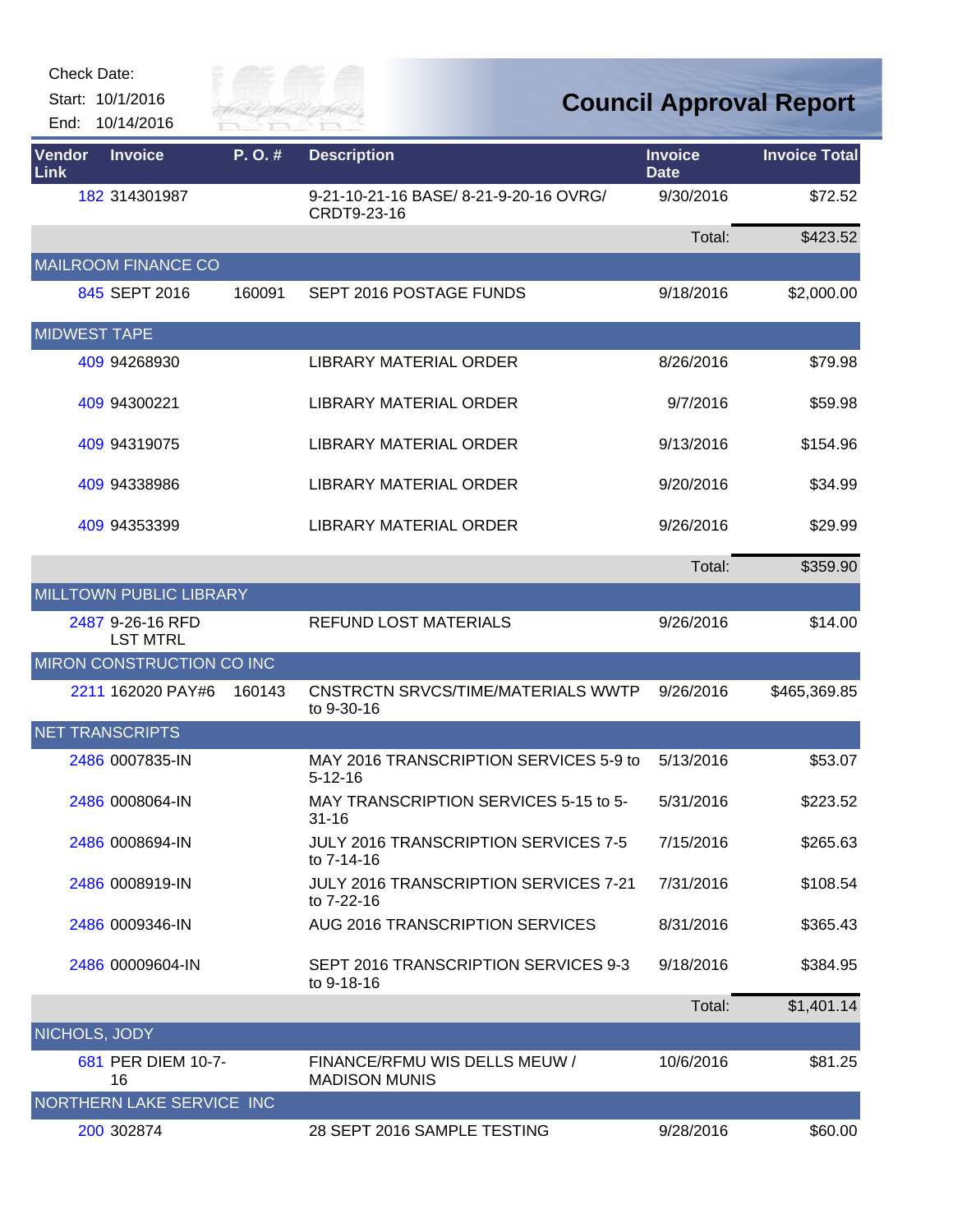Check Date:

Start: 10/1/2016

End: 10/14/2016

# Council Approval Report

| Vendor Link | Invoice | P. O. # | Description | Invoice Date | Invoice Total |
|---|---|---|---|---|---|
| 182 | 314301987 | | 9-21-10-21-16 BASE/ 8-21-9-20-16 OVRG/ CRDT9-23-16 | 9/30/2016 | $72.52 |
| | | | | Total: | $423.52 |
| MAILROOM FINANCE CO | | | | | |
| 845 | SEPT 2016 | 160091 | SEPT 2016 POSTAGE FUNDS | 9/18/2016 | $2,000.00 |
| MIDWEST TAPE | | | | | |
| 409 | 94268930 | | LIBRARY MATERIAL ORDER | 8/26/2016 | $79.98 |
| 409 | 94300221 | | LIBRARY MATERIAL ORDER | 9/7/2016 | $59.98 |
| 409 | 94319075 | | LIBRARY MATERIAL ORDER | 9/13/2016 | $154.96 |
| 409 | 94338986 | | LIBRARY MATERIAL ORDER | 9/20/2016 | $34.99 |
| 409 | 94353399 | | LIBRARY MATERIAL ORDER | 9/26/2016 | $29.99 |
| | | | | Total: | $359.90 |
| MILLTOWN PUBLIC LIBRARY | | | | | |
| 2487 | 9-26-16 RFD LST MTRL | | REFUND LOST MATERIALS | 9/26/2016 | $14.00 |
| MIRON CONSTRUCTION CO INC | | | | | |
| 2211 | 162020 PAY#6 | 160143 | CNSTRCTN SRVCS/TIME/MATERIALS WWTP to 9-30-16 | 9/26/2016 | $465,369.85 |
| NET TRANSCRIPTS | | | | | |
| 2486 | 0007835-IN | | MAY 2016 TRANSCRIPTION SERVICES 5-9 to 5-12-16 | 5/13/2016 | $53.07 |
| 2486 | 0008064-IN | | MAY TRANSCRIPTION SERVICES 5-15 to 5-31-16 | 5/31/2016 | $223.52 |
| 2486 | 0008694-IN | | JULY 2016 TRANSCRIPTION SERVICES 7-5 to 7-14-16 | 7/15/2016 | $265.63 |
| 2486 | 0008919-IN | | JULY 2016 TRANSCRIPTION SERVICES 7-21 to 7-22-16 | 7/31/2016 | $108.54 |
| 2486 | 0009346-IN | | AUG 2016 TRANSCRIPTION SERVICES | 8/31/2016 | $365.43 |
| 2486 | 00009604-IN | | SEPT 2016 TRANSCRIPTION SERVICES 9-3 to 9-18-16 | 9/18/2016 | $384.95 |
| | | | | Total: | $1,401.14 |
| NICHOLS, JODY | | | | | |
| 681 | PER DIEM 10-7-16 | | FINANCE/RFMU WIS DELLS MEUW / MADISON MUNIS | 10/6/2016 | $81.25 |
| NORTHERN LAKE SERVICE INC | | | | | |
| 200 | 302874 | | 28 SEPT 2016 SAMPLE TESTING | 9/28/2016 | $60.00 |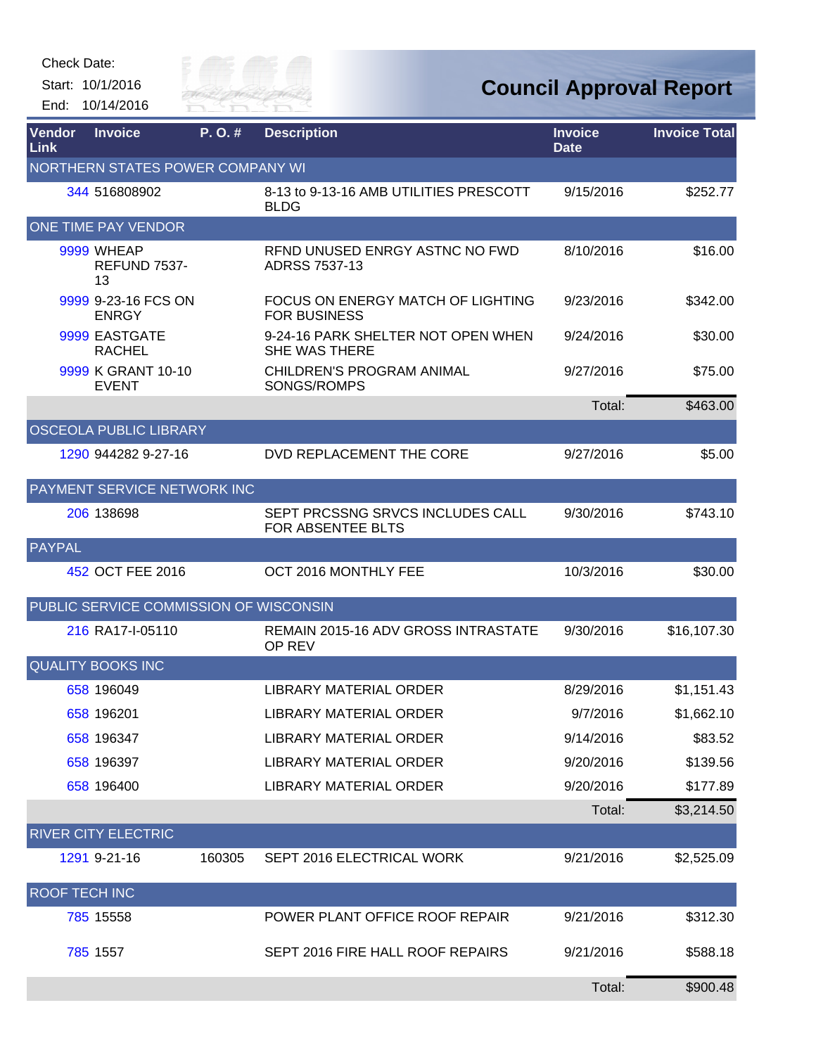Check Date:

Start: 10/1/2016

End: 10/14/2016

# Council Approval Report

| Vendor Link | Invoice | P. O. # | Description | Invoice Date | Invoice Total |
|---|---|---|---|---|---|
| NORTHERN STATES POWER COMPANY WI | | | | | |
| 344 | 516808902 | | 8-13 to 9-13-16 AMB UTILITIES PRESCOTT BLDG | 9/15/2016 | $252.77 |
| ONE TIME PAY VENDOR | | | | | |
| 9999 | WHEAP REFUND 7537-13 | | RFND UNUSED ENRGY ASTNC NO FWD ADRSS 7537-13 | 8/10/2016 | $16.00 |
| 9999 | 9-23-16 FCS ON ENRGY | | FOCUS ON ENERGY MATCH OF LIGHTING FOR BUSINESS | 9/23/2016 | $342.00 |
| 9999 | EASTGATE RACHEL | | 9-24-16 PARK SHELTER NOT OPEN WHEN SHE WAS THERE | 9/24/2016 | $30.00 |
| 9999 | K GRANT 10-10 EVENT | | CHILDREN'S PROGRAM ANIMAL SONGS/ROMPS | 9/27/2016 | $75.00 |
| | | | | Total: | $463.00 |
| OSCEOLA PUBLIC LIBRARY | | | | | |
| 1290 | 944282 9-27-16 | | DVD REPLACEMENT THE CORE | 9/27/2016 | $5.00 |
| PAYMENT SERVICE NETWORK INC | | | | | |
| 206 | 138698 | | SEPT PRCSSNG SRVCS INCLUDES CALL FOR ABSENTEE BLTS | 9/30/2016 | $743.10 |
| PAYPAL | | | | | |
| 452 | OCT FEE 2016 | | OCT 2016 MONTHLY FEE | 10/3/2016 | $30.00 |
| PUBLIC SERVICE COMMISSION OF WISCONSIN | | | | | |
| 216 | RA17-I-05110 | | REMAIN 2015-16 ADV GROSS INTRASTATE OP REV | 9/30/2016 | $16,107.30 |
| QUALITY BOOKS INC | | | | | |
| 658 | 196049 | | LIBRARY MATERIAL ORDER | 8/29/2016 | $1,151.43 |
| 658 | 196201 | | LIBRARY MATERIAL ORDER | 9/7/2016 | $1,662.10 |
| 658 | 196347 | | LIBRARY MATERIAL ORDER | 9/14/2016 | $83.52 |
| 658 | 196397 | | LIBRARY MATERIAL ORDER | 9/20/2016 | $139.56 |
| 658 | 196400 | | LIBRARY MATERIAL ORDER | 9/20/2016 | $177.89 |
| | | | | Total: | $3,214.50 |
| RIVER CITY ELECTRIC | | | | | |
| 1291 | 9-21-16 | 160305 | SEPT 2016 ELECTRICAL WORK | 9/21/2016 | $2,525.09 |
| ROOF TECH INC | | | | | |
| 785 | 15558 | | POWER PLANT OFFICE ROOF REPAIR | 9/21/2016 | $312.30 |
| 785 | 1557 | | SEPT 2016 FIRE HALL ROOF REPAIRS | 9/21/2016 | $588.18 |
| | | | | Total: | $900.48 |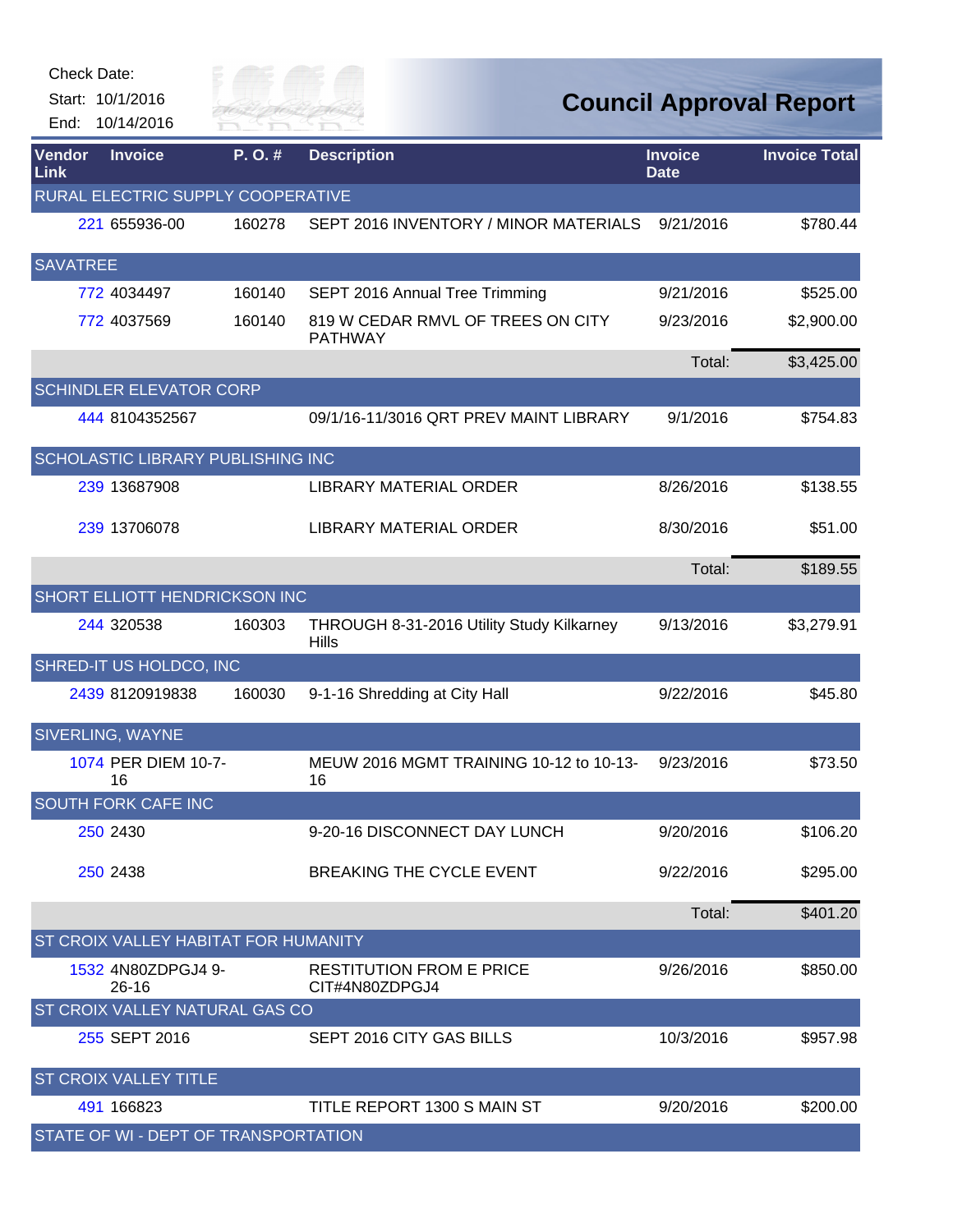Check Date:

Start: 10/1/2016

End: 10/14/2016

# Council Approval Report

| Vendor Link | Invoice | P. O. # | Description | Invoice Date | Invoice Total |
|---|---|---|---|---|---|
| RURAL ELECTRIC SUPPLY COOPERATIVE | | | | | |
| 221 | 655936-00 | 160278 | SEPT 2016 INVENTORY / MINOR MATERIALS | 9/21/2016 | $780.44 |
| SAVATREE | | | | | |
| 772 | 4034497 | 160140 | SEPT 2016 Annual Tree Trimming | 9/21/2016 | $525.00 |
| 772 | 4037569 | 160140 | 819 W CEDAR RMVL OF TREES ON CITY PATHWAY | 9/23/2016 | $2,900.00 |
| | | | | Total: | $3,425.00 |
| SCHINDLER ELEVATOR CORP | | | | | |
| 444 | 8104352567 | | 09/1/16-11/3016 QRT PREV MAINT LIBRARY | 9/1/2016 | $754.83 |
| SCHOLASTIC LIBRARY PUBLISHING INC | | | | | |
| 239 | 13687908 | | LIBRARY MATERIAL ORDER | 8/26/2016 | $138.55 |
| 239 | 13706078 | | LIBRARY MATERIAL ORDER | 8/30/2016 | $51.00 |
| | | | | Total: | $189.55 |
| SHORT ELLIOTT HENDRICKSON INC | | | | | |
| 244 | 320538 | 160303 | THROUGH 8-31-2016 Utility Study Kilkarney Hills | 9/13/2016 | $3,279.91 |
| SHRED-IT US HOLDCO, INC | | | | | |
| 2439 | 8120919838 | 160030 | 9-1-16 Shredding at City Hall | 9/22/2016 | $45.80 |
| SIVERLING, WAYNE | | | | | |
| 1074 | PER DIEM 10-7-16 | | MEUW 2016 MGMT TRAINING 10-12 to 10-13-16 | 9/23/2016 | $73.50 |
| SOUTH FORK CAFE INC | | | | | |
| 250 | 2430 | | 9-20-16 DISCONNECT DAY LUNCH | 9/20/2016 | $106.20 |
| 250 | 2438 | | BREAKING THE CYCLE EVENT | 9/22/2016 | $295.00 |
| | | | | Total: | $401.20 |
| ST CROIX VALLEY HABITAT FOR HUMANITY | | | | | |
| 1532 | 4N80ZDPGJ4 9-26-16 | | RESTITUTION FROM E PRICE CIT#4N80ZDPGJ4 | 9/26/2016 | $850.00 |
| ST CROIX VALLEY NATURAL GAS CO | | | | | |
| 255 | SEPT 2016 | | SEPT 2016 CITY GAS BILLS | 10/3/2016 | $957.98 |
| ST CROIX VALLEY TITLE | | | | | |
| 491 | 166823 | | TITLE REPORT 1300 S MAIN ST | 9/20/2016 | $200.00 |
| STATE OF WI - DEPT OF TRANSPORTATION | | | | | |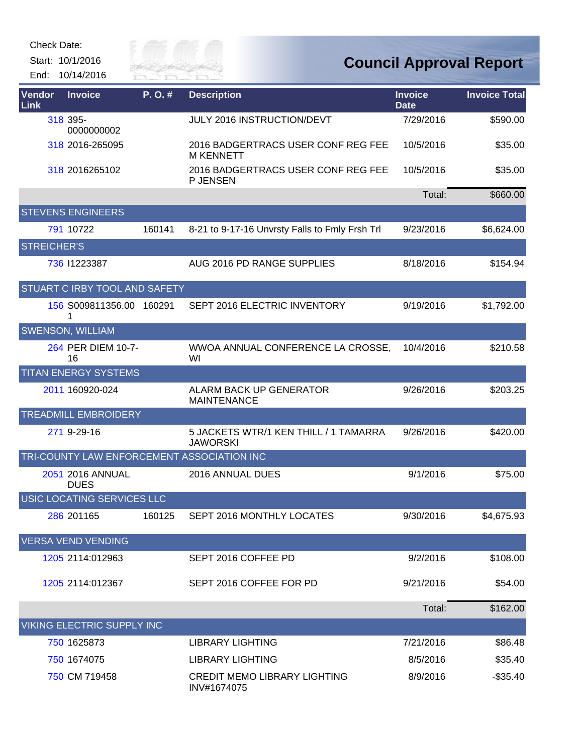Check Date:

Start: 10/1/2016

End: 10/14/2016

# Council Approval Report

| Vendor Link | Invoice | P. O. # | Description | Invoice Date | Invoice Total |
|---|---|---|---|---|---|
| 318 | 395-0000000002 | | JULY 2016 INSTRUCTION/DEVT | 7/29/2016 | $590.00 |
| 318 | 2016-265095 | | 2016 BADGERTRACS USER CONF REG FEE M KENNETT | 10/5/2016 | $35.00 |
| 318 | 2016265102 | | 2016 BADGERTRACS USER CONF REG FEE P JENSEN | 10/5/2016 | $35.00 |
| | | | | Total: | $660.00 |
| STEVENS ENGINEERS | | | | | |
| 791 | 10722 | 160141 | 8-21 to 9-17-16 Unvrsty Falls to Fmly Frsh Trl | 9/23/2016 | $6,624.00 |
| STREICHER'S | | | | | |
| 736 | I1223387 | | AUG 2016 PD RANGE SUPPLIES | 8/18/2016 | $154.94 |
| STUART C IRBY TOOL AND SAFETY | | | | | |
| 156 | S009811356.001 | 160291 | SEPT 2016 ELECTRIC INVENTORY | 9/19/2016 | $1,792.00 |
| SWENSON, WILLIAM | | | | | |
| 264 | PER DIEM 10-7-16 | | WWOA ANNUAL CONFERENCE LA CROSSE, WI | 10/4/2016 | $210.58 |
| TITAN ENERGY SYSTEMS | | | | | |
| 2011 | 160920-024 | | ALARM BACK UP GENERATOR MAINTENANCE | 9/26/2016 | $203.25 |
| TREADMILL EMBROIDERY | | | | | |
| 271 | 9-29-16 | | 5 JACKETS WTR/1 KEN THILL / 1 TAMARRA JAWORSKI | 9/26/2016 | $420.00 |
| TRI-COUNTY LAW ENFORCEMENT ASSOCIATION INC | | | | | |
| 2051 | 2016 ANNUAL DUES | | 2016 ANNUAL DUES | 9/1/2016 | $75.00 |
| USIC LOCATING SERVICES LLC | | | | | |
| 286 | 201165 | 160125 | SEPT 2016 MONTHLY LOCATES | 9/30/2016 | $4,675.93 |
| VERSA VEND VENDING | | | | | |
| 1205 | 2114:012963 | | SEPT 2016 COFFEE PD | 9/2/2016 | $108.00 |
| 1205 | 2114:012367 | | SEPT 2016 COFFEE FOR PD | 9/21/2016 | $54.00 |
| | | | | Total: | $162.00 |
| VIKING ELECTRIC SUPPLY INC | | | | | |
| 750 | 1625873 | | LIBRARY LIGHTING | 7/21/2016 | $86.48 |
| 750 | 1674075 | | LIBRARY LIGHTING | 8/5/2016 | $35.40 |
| 750 | CM 719458 | | CREDIT MEMO LIBRARY LIGHTING INV#1674075 | 8/9/2016 | -$35.40 |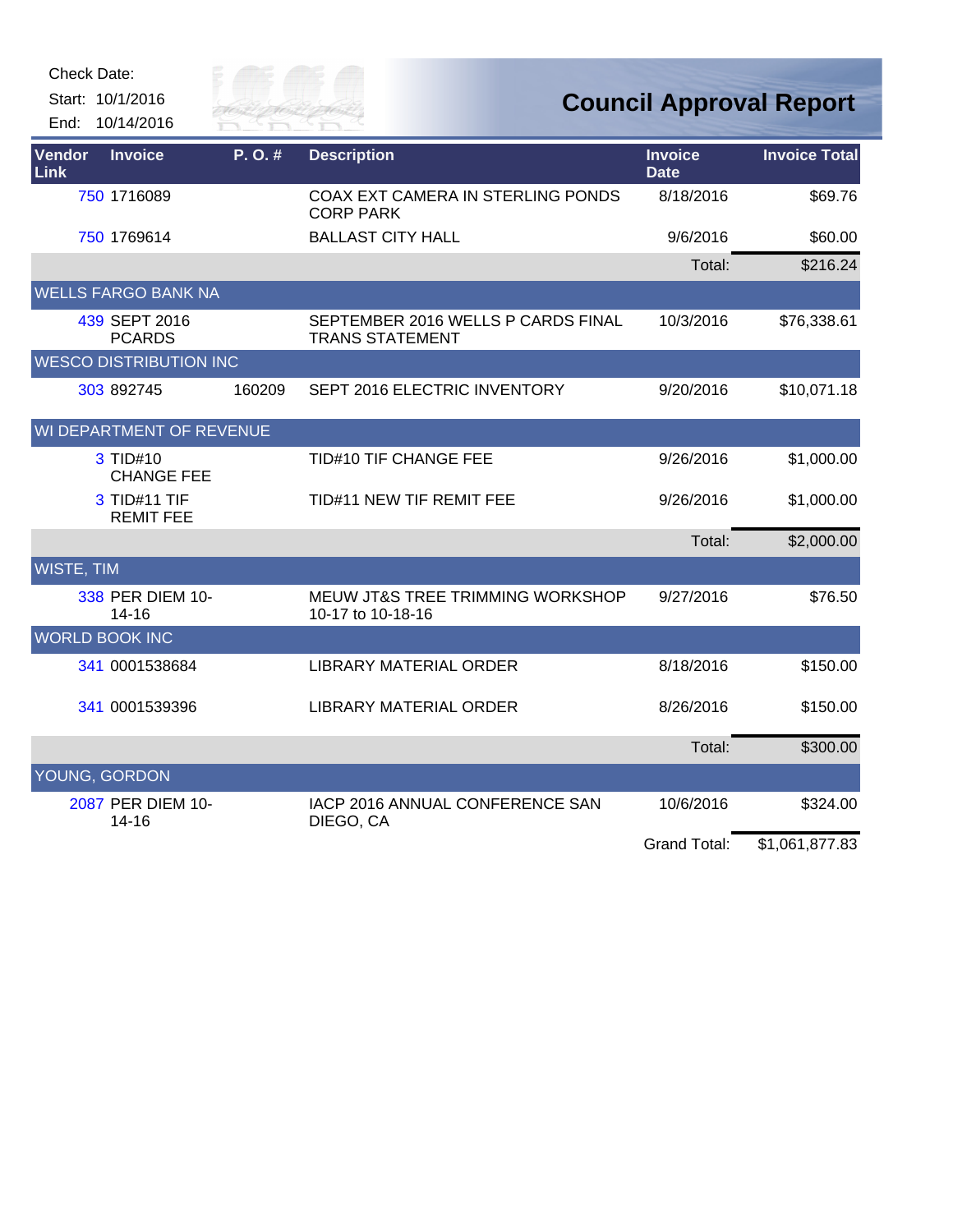Check Date:

Start: 10/1/2016

End: 10/14/2016

# Council Approval Report

| Vendor Link | Invoice | P. O. # | Description | Invoice Date | Invoice Total |
|---|---|---|---|---|---|
| 750 | 1716089 | | COAX EXT CAMERA IN STERLING PONDS CORP PARK | 8/18/2016 | $69.76 |
| 750 | 1769614 | | BALLAST CITY HALL | 9/6/2016 | $60.00 |
| | | | | Total: | $216.24 |
| WELLS FARGO BANK NA | | | | | |
| 439 | SEPT 2016 PCARDS | | SEPTEMBER 2016 WELLS P CARDS FINAL TRANS STATEMENT | 10/3/2016 | $76,338.61 |
| WESCO DISTRIBUTION INC | | | | | |
| 303 | 892745 | 160209 | SEPT 2016 ELECTRIC INVENTORY | 9/20/2016 | $10,071.18 |
| WI DEPARTMENT OF REVENUE | | | | | |
| 3 | TID#10 CHANGE FEE | | TID#10 TIF CHANGE FEE | 9/26/2016 | $1,000.00 |
| 3 | TID#11 TIF REMIT FEE | | TID#11 NEW TIF REMIT FEE | 9/26/2016 | $1,000.00 |
| | | | | Total: | $2,000.00 |
| WISTE, TIM | | | | | |
| 338 | PER DIEM 10-14-16 | | MEUW JT&S TREE TRIMMING WORKSHOP 10-17 to 10-18-16 | 9/27/2016 | $76.50 |
| WORLD BOOK INC | | | | | |
| 341 | 0001538684 | | LIBRARY MATERIAL ORDER | 8/18/2016 | $150.00 |
| 341 | 0001539396 | | LIBRARY MATERIAL ORDER | 8/26/2016 | $150.00 |
| | | | | Total: | $300.00 |
| YOUNG, GORDON | | | | | |
| 2087 | PER DIEM 10-14-16 | | IACP 2016 ANNUAL CONFERENCE SAN DIEGO, CA | 10/6/2016 | $324.00 |
| | | | | Grand Total: | $1,061,877.83 |